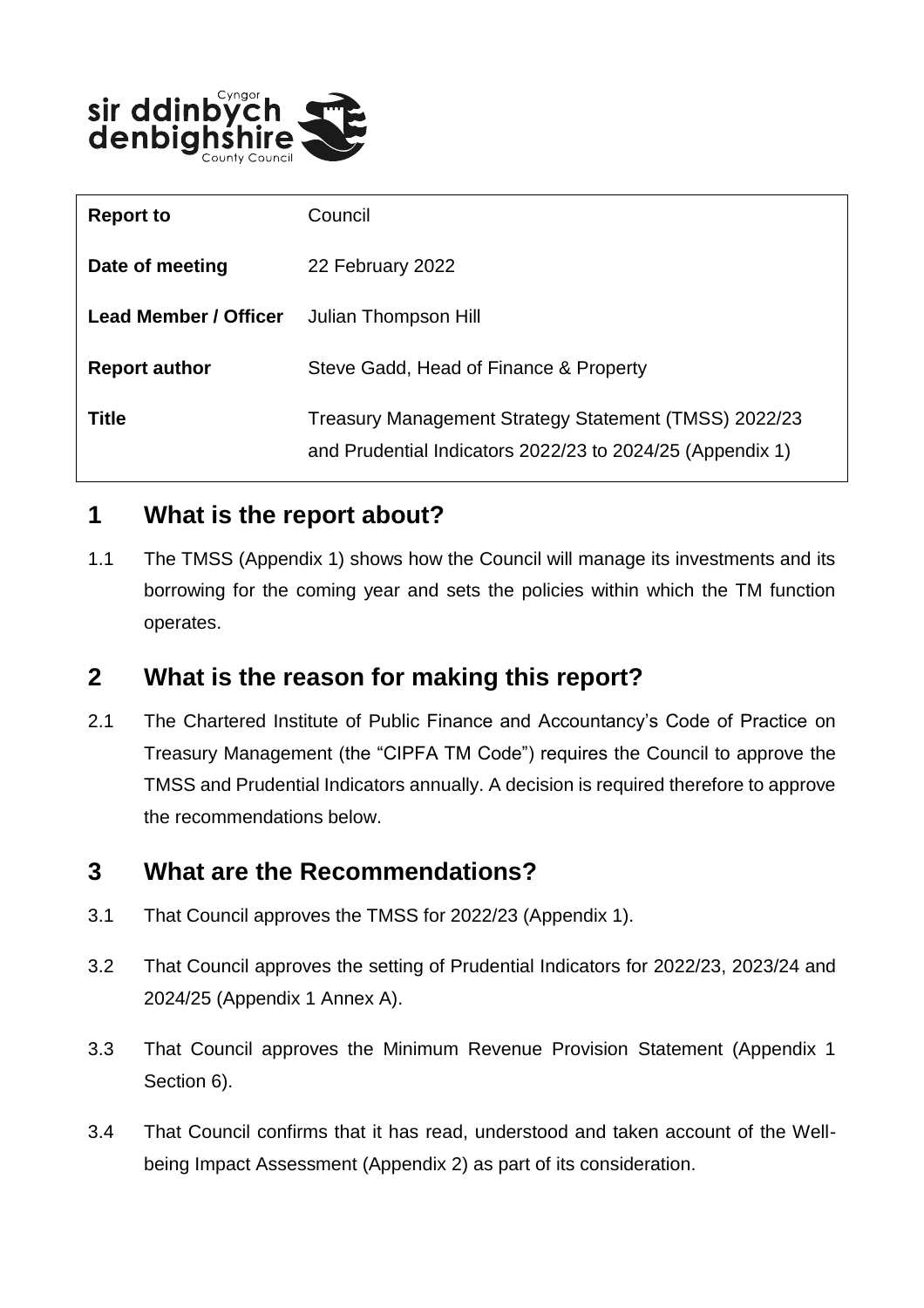| Report to | Council |
|---|---|
| **Date of meeting** | 22 February 2022 |
| **Lead Member / Officer** | Julian Thompson Hill |
| **Report author** | Steve Gadd, Head of Finance & Property |
| **Title** | Treasury Management Strategy Statement (TMSS) 2022/23 and Prudential Indicators 2022/23 to 2024/25 (Appendix 1) |

## 1 What is the report about?

1.1 The TMSS (Appendix 1) shows how the Council will manage its investments and its borrowing for the coming year and sets the policies within which the TM function operates.

## 2 What is the reason for making this report?

2.1 The Chartered Institute of Public Finance and Accountancy's Code of Practice on Treasury Management (the "CIPFA TM Code") requires the Council to approve the TMSS and Prudential Indicators annually. A decision is required therefore to approve the recommendations below.

## 3 What are the Recommendations?

3.1 That Council approves the TMSS for 2022/23 (Appendix 1).

3.2 That Council approves the setting of Prudential Indicators for 2022/23, 2023/24 and 2024/25 (Appendix 1 Annex A).

3.3 That Council approves the Minimum Revenue Provision Statement (Appendix 1 Section 6).

3.4 That Council confirms that it has read, understood and taken account of the Well-being Impact Assessment (Appendix 2) as part of its consideration.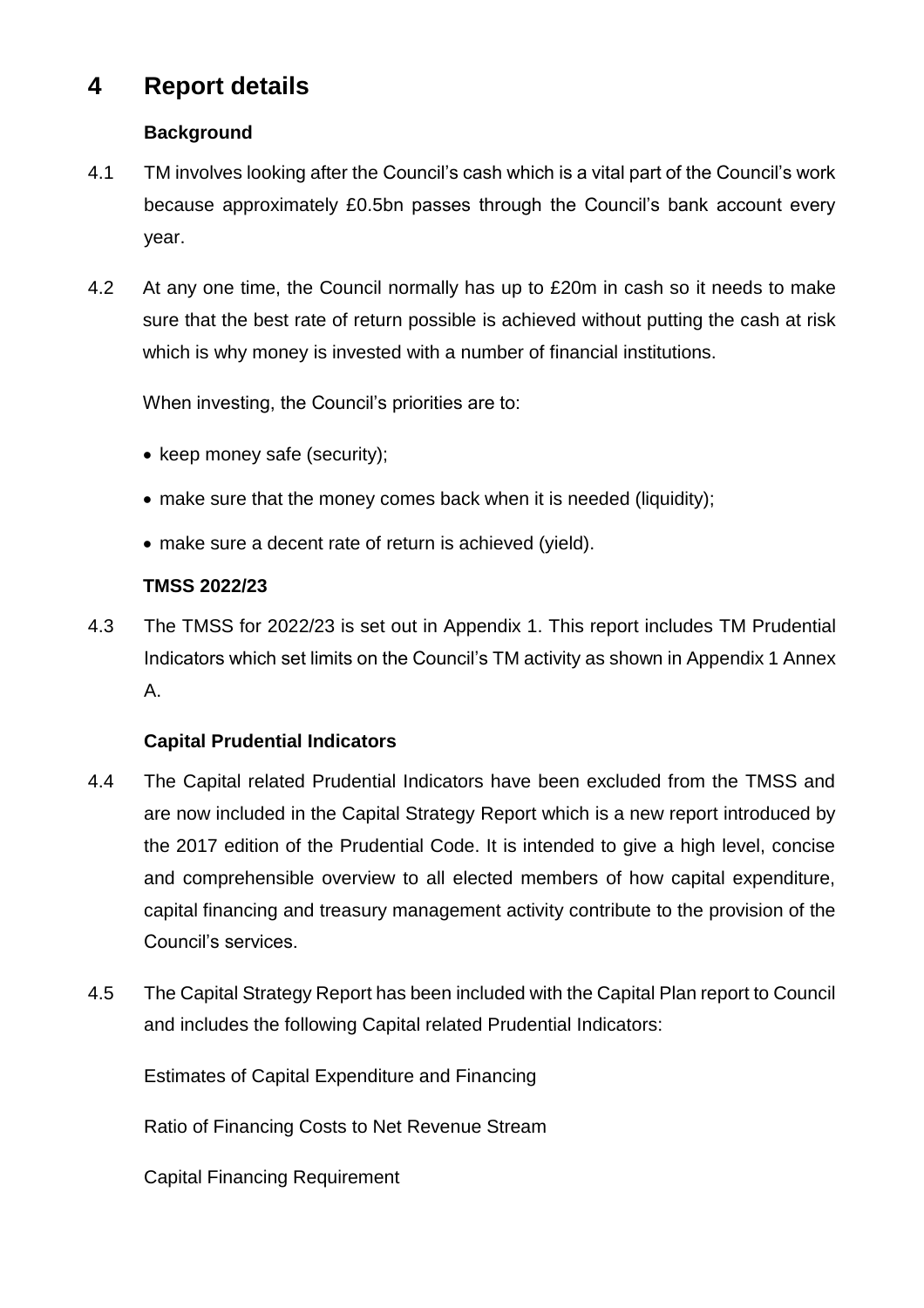# 4 Report details

**Background**

4.1 TM involves looking after the Council's cash which is a vital part of the Council's work because approximately £0.5bn passes through the Council's bank account every year.

4.2 At any one time, the Council normally has up to £20m in cash so it needs to make sure that the best rate of return possible is achieved without putting the cash at risk which is why money is invested with a number of financial institutions.

When investing, the Council's priorities are to:

- keep money safe (security);
- make sure that the money comes back when it is needed (liquidity);
- make sure a decent rate of return is achieved (yield).

**TMSS 2022/23**

4.3 The TMSS for 2022/23 is set out in Appendix 1. This report includes TM Prudential Indicators which set limits on the Council's TM activity as shown in Appendix 1 Annex A.

**Capital Prudential Indicators**

4.4 The Capital related Prudential Indicators have been excluded from the TMSS and are now included in the Capital Strategy Report which is a new report introduced by the 2017 edition of the Prudential Code. It is intended to give a high level, concise and comprehensible overview to all elected members of how capital expenditure, capital financing and treasury management activity contribute to the provision of the Council's services.

4.5 The Capital Strategy Report has been included with the Capital Plan report to Council and includes the following Capital related Prudential Indicators:

Estimates of Capital Expenditure and Financing

Ratio of Financing Costs to Net Revenue Stream

Capital Financing Requirement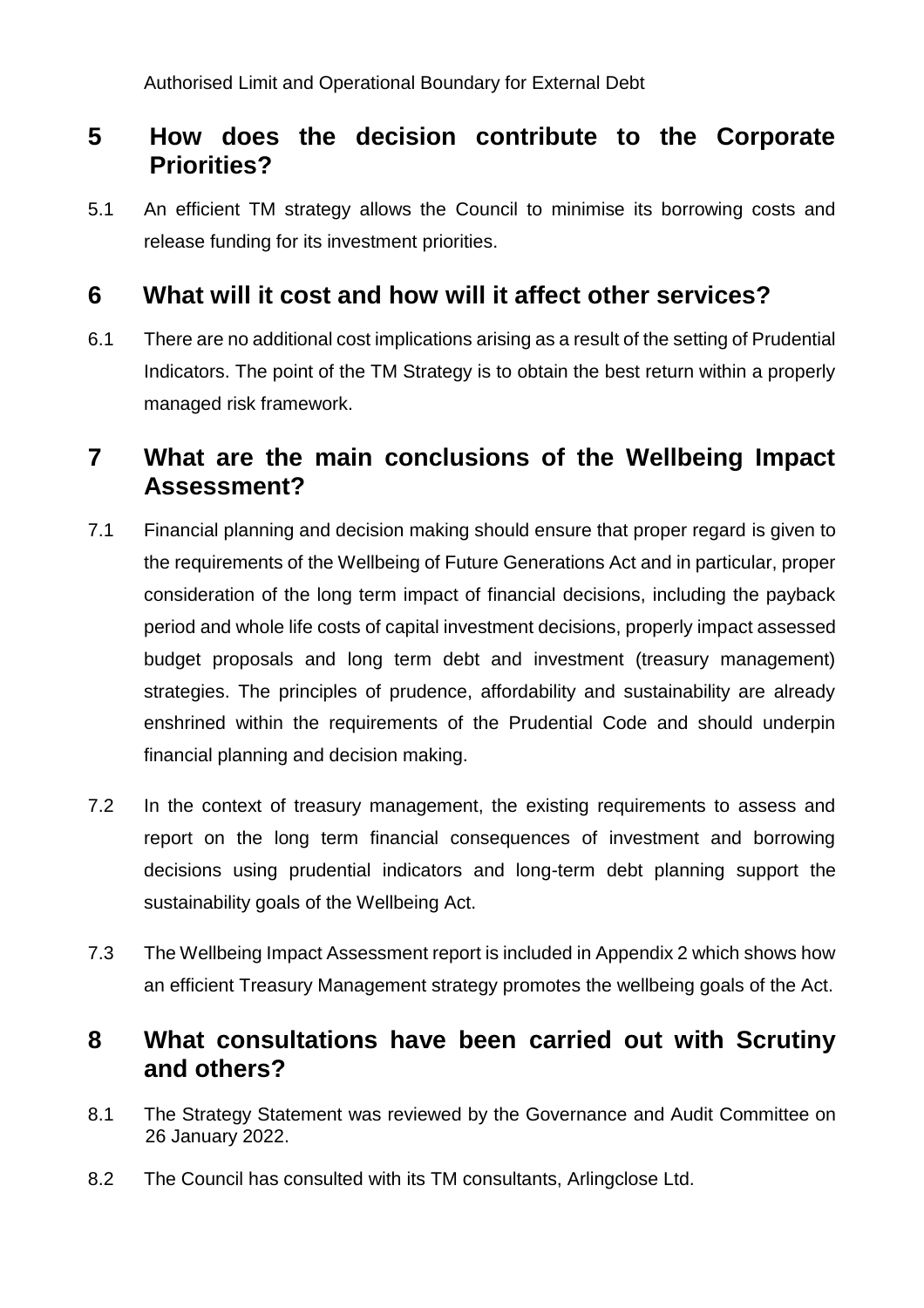Authorised Limit and Operational Boundary for External Debt

## 5 How does the decision contribute to the Corporate Priorities?

5.1 An efficient TM strategy allows the Council to minimise its borrowing costs and release funding for its investment priorities.

## 6 What will it cost and how will it affect other services?

6.1 There are no additional cost implications arising as a result of the setting of Prudential Indicators. The point of the TM Strategy is to obtain the best return within a properly managed risk framework.

## 7 What are the main conclusions of the Wellbeing Impact Assessment?

7.1 Financial planning and decision making should ensure that proper regard is given to the requirements of the Wellbeing of Future Generations Act and in particular, proper consideration of the long term impact of financial decisions, including the payback period and whole life costs of capital investment decisions, properly impact assessed budget proposals and long term debt and investment (treasury management) strategies. The principles of prudence, affordability and sustainability are already enshrined within the requirements of the Prudential Code and should underpin financial planning and decision making.

7.2 In the context of treasury management, the existing requirements to assess and report on the long term financial consequences of investment and borrowing decisions using prudential indicators and long-term debt planning support the sustainability goals of the Wellbeing Act.

7.3 The Wellbeing Impact Assessment report is included in Appendix 2 which shows how an efficient Treasury Management strategy promotes the wellbeing goals of the Act.

## 8 What consultations have been carried out with Scrutiny and others?

8.1 The Strategy Statement was reviewed by the Governance and Audit Committee on 26 January 2022.

8.2 The Council has consulted with its TM consultants, Arlingclose Ltd.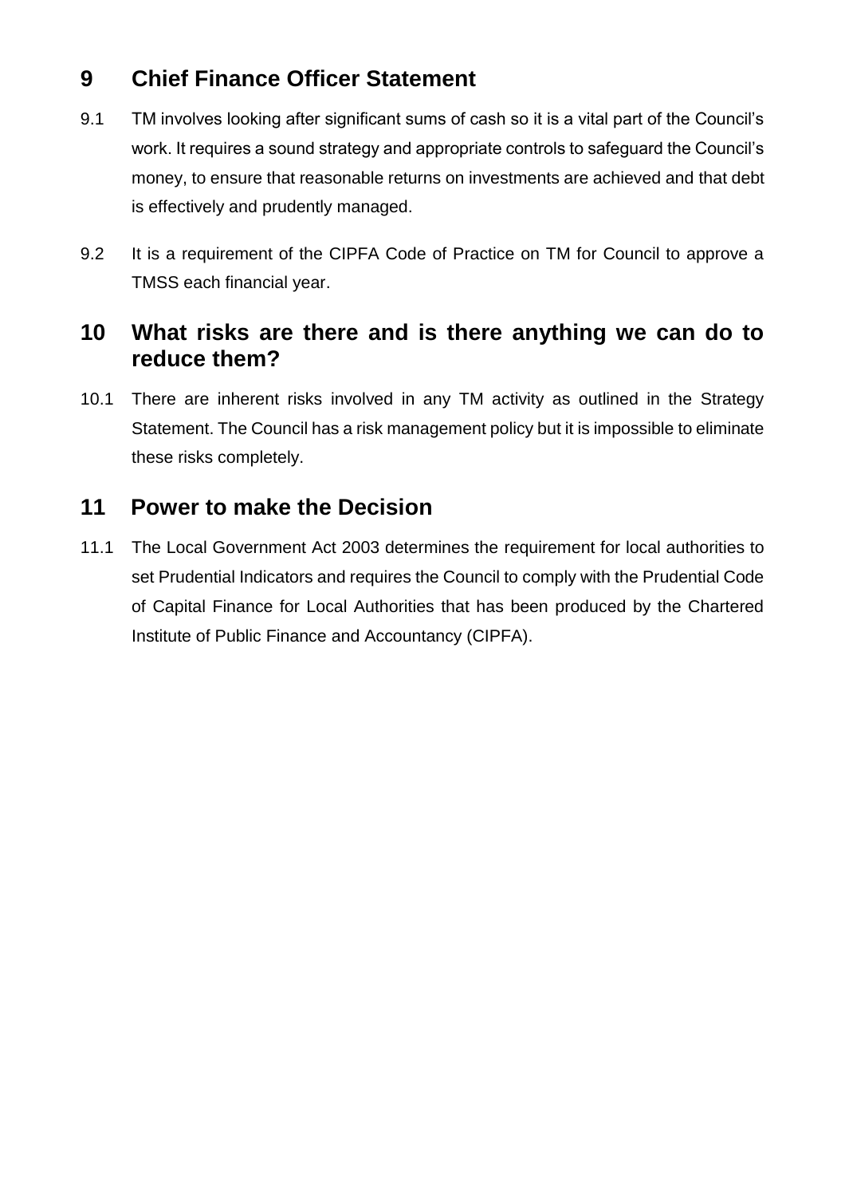## 9 Chief Finance Officer Statement

9.1 TM involves looking after significant sums of cash so it is a vital part of the Council's work. It requires a sound strategy and appropriate controls to safeguard the Council's money, to ensure that reasonable returns on investments are achieved and that debt is effectively and prudently managed.

9.2 It is a requirement of the CIPFA Code of Practice on TM for Council to approve a TMSS each financial year.

## 10 What risks are there and is there anything we can do to reduce them?

10.1 There are inherent risks involved in any TM activity as outlined in the Strategy Statement. The Council has a risk management policy but it is impossible to eliminate these risks completely.

## 11 Power to make the Decision

11.1 The Local Government Act 2003 determines the requirement for local authorities to set Prudential Indicators and requires the Council to comply with the Prudential Code of Capital Finance for Local Authorities that has been produced by the Chartered Institute of Public Finance and Accountancy (CIPFA).